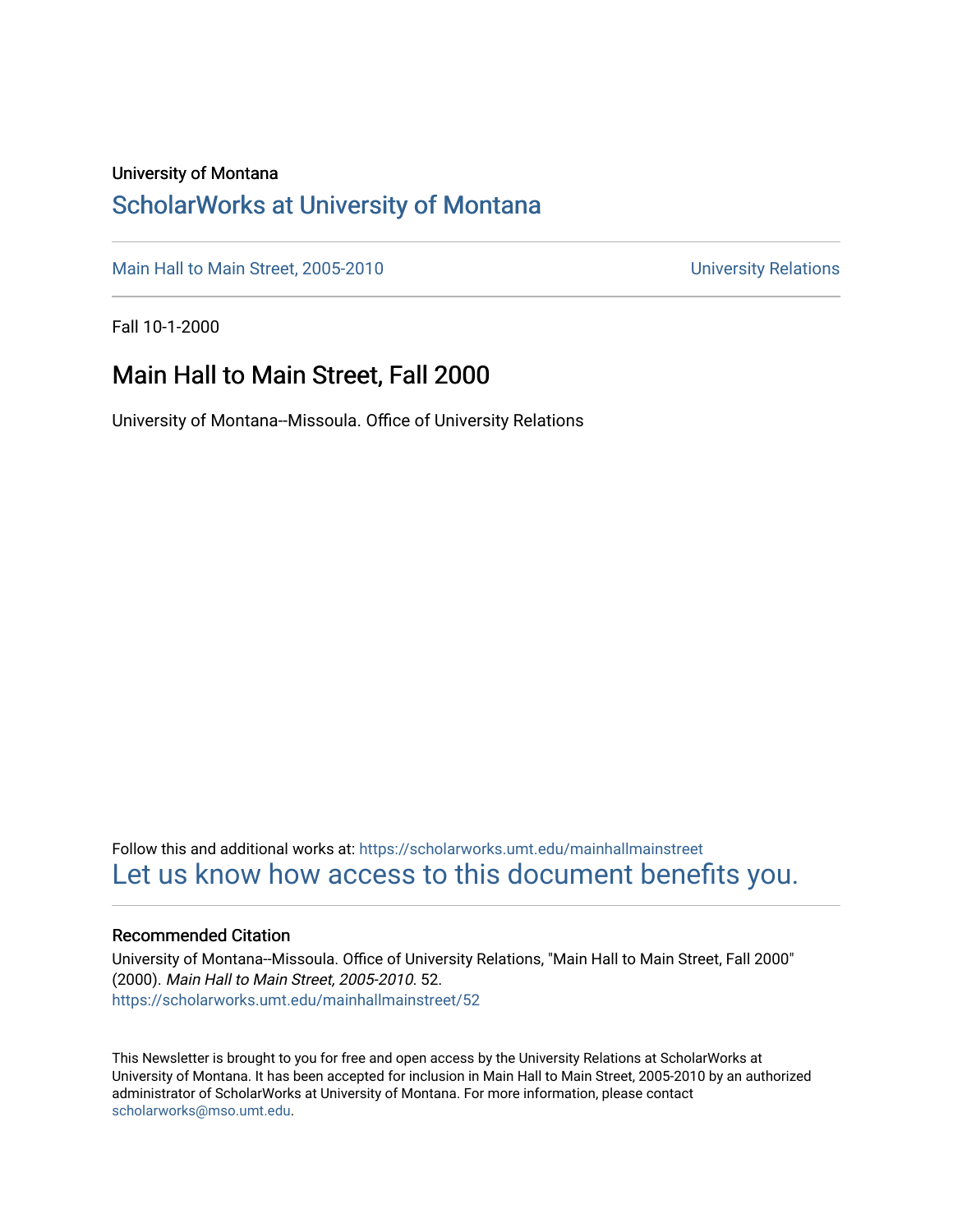University of Montana

# ScholarWorks at University of Montana

Main Hall to Main Street, 2005-2010 University Relations

Fall 10-1-2000

## Main Hall to Main Street, Fall 2000

University of Montana--Missoula. Office of University Relations

Follow this and additional works at: https://scholarworks.umt.edu/mainhallmainstreet

Let us know how access to this document benefits you.

### Recommended Citation

University of Montana--Missoula. Office of University Relations, "Main Hall to Main Street, Fall 2000" (2000). *Main Hall to Main Street, 2005-2010*. 52.
https://scholarworks.umt.edu/mainhallmainstreet/52

This Newsletter is brought to you for free and open access by the University Relations at ScholarWorks at University of Montana. It has been accepted for inclusion in Main Hall to Main Street, 2005-2010 by an authorized administrator of ScholarWorks at University of Montana. For more information, please contact scholarworks@mso.umt.edu.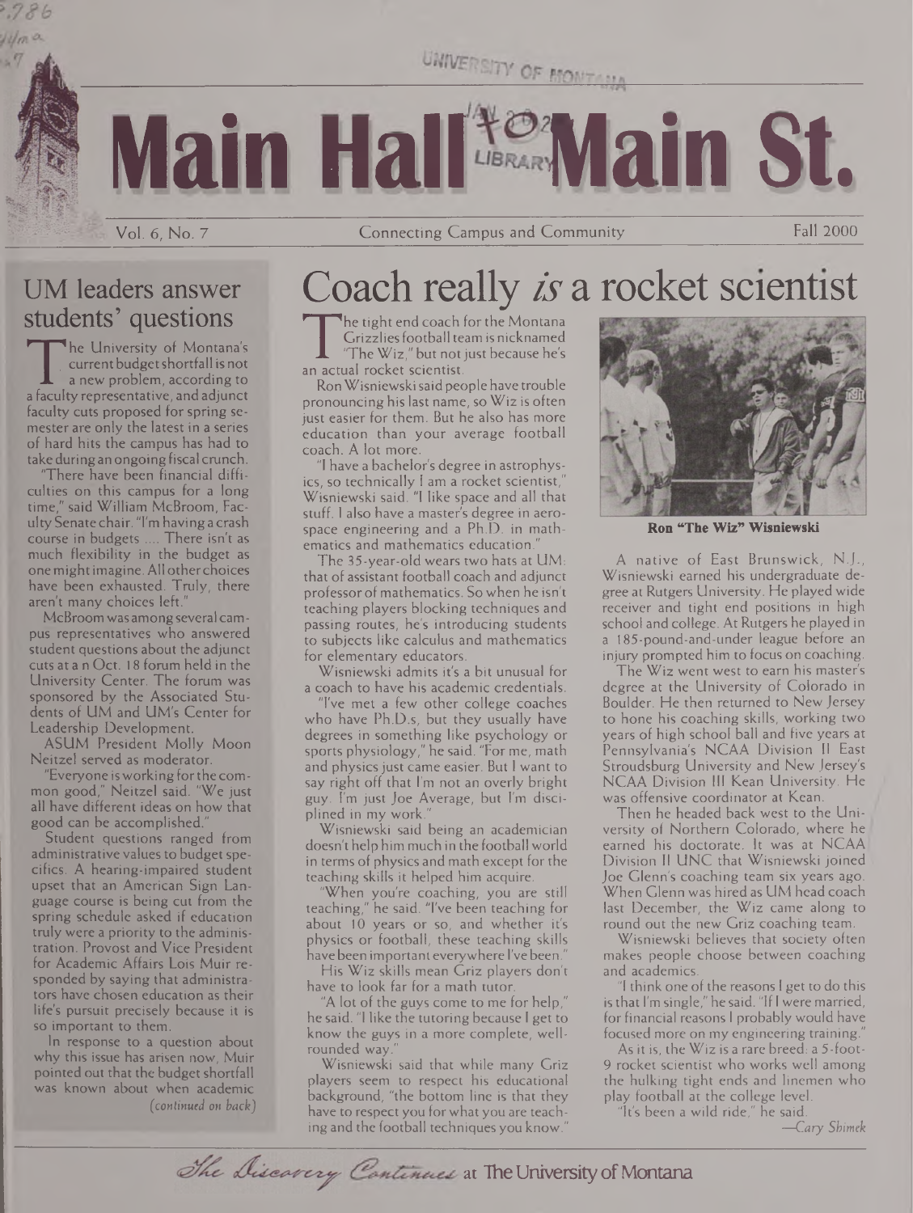# Main Hall to Main St.

Vol. 6, No. 7 — Connecting Campus and Community — Fall 2000

## UM leaders answer students' questions

The University of Montana's current budget shortfall is not a new problem, according to a faculty representative, and adjunct faculty cuts proposed for spring semester are only the latest in a series of hard hits the campus has had to take during an ongoing fiscal crunch.

"There have been financial difficulties on this campus for a long time," said William McBroom, Faculty Senate chair. "I'm having a crash course in budgets .... There isn't as much flexibility in the budget as one might imagine. All other choices have been exhausted. Truly, there aren't many choices left."

McBroom was among several campus representatives who answered student questions about the adjunct cuts at a n Oct. 18 forum held in the University Center. The forum was sponsored by the Associated Students of UM and UM's Center for Leadership Development.

ASUM President Molly Moon Neitzel served as moderator.

"Everyone is working for the common good," Neitzel said. "We just all have different ideas on how that good can be accomplished."

Student questions ranged from administrative values to budget specifics. A hearing-impaired student upset that an American Sign Language course is being cut from the spring schedule asked if education truly were a priority to the administration. Provost and Vice President for Academic Affairs Lois Muir responded by saying that administrators have chosen education as their life's pursuit precisely because it is so important to them.

In response to a question about why this issue has arisen now, Muir pointed out that the budget shortfall was known about when academic

*(continued on back)*

## Coach really *is* a rocket scientist

The tight end coach for the Montana Grizzlies football team is nicknamed "The Wiz," but not just because he's an actual rocket scientist.

Ron Wisniewski said people have trouble pronouncing his last name, so Wiz is often just easier for them. But he also has more education than your average football coach. A lot more.

"I have a bachelor's degree in astrophysics, so technically I am a rocket scientist," Wisniewski said. "I like space and all that stuff. I also have a master's degree in aerospace engineering and a Ph.D. in mathematics and mathematics education."

The 35-year-old wears two hats at UM: that of assistant football coach and adjunct professor of mathematics. So when he isn't teaching players blocking techniques and passing routes, he's introducing students to subjects like calculus and mathematics for elementary educators.

Wisniewski admits it's a bit unusual for a coach to have his academic credentials.

"I've met a few other college coaches who have Ph.D.s, but they usually have degrees in something like psychology or sports physiology," he said. "For me, math and physics just came easier. But I want to say right off that I'm not an overly bright guy. I'm just Joe Average, but I'm disciplined in my work."

Wisniewski said being an academician doesn't help him much in the football world in terms of physics and math except for the teaching skills it helped him acquire.

"When you're coaching, you are still teaching," he said. "I've been teaching for about 10 years or so, and whether it's physics or football, these teaching skills have been important everywhere I've been."

His Wiz skills mean Griz players don't have to look far for a math tutor.

"A lot of the guys come to me for help," he said. "I like the tutoring because I get to know the guys in a more complete, well-rounded way."

Wisniewski said that while many Griz players seem to respect his educational background, "the bottom line is that they have to respect you for what you are teaching and the football techniques you know."

**Ron "The Wiz" Wisniewski**

A native of East Brunswick, N.J., Wisniewski earned his undergraduate degree at Rutgers University. He played wide receiver and tight end positions in high school and college. At Rutgers he played in a 185-pound-and-under league before an injury prompted him to focus on coaching.

The Wiz went west to earn his master's degree at the University of Colorado in Boulder. He then returned to New Jersey to hone his coaching skills, working two years of high school ball and five years at Pennsylvania's NCAA Division II East Stroudsburg University and New Jersey's NCAA Division III Kean University. He was offensive coordinator at Kean.

Then he headed back west to the University of Northern Colorado, where he earned his doctorate. It was at NCAA Division II UNC that Wisniewski joined Joe Glenn's coaching team six years ago. When Glenn was hired as UM head coach last December, the Wiz came along to round out the new Griz coaching team.

Wisniewski believes that society often makes people choose between coaching and academics.

"I think one of the reasons I get to do this is that I'm single," he said. "If I were married, for financial reasons I probably would have focused more on my engineering training."

As it is, the Wiz is a rare breed: a 5-foot-9 rocket scientist who works well among the hulking tight ends and linemen who play football at the college level.

"It's been a wild ride," he said.

*—Cary Shimek*

*The Discovery Continues* at The University of Montana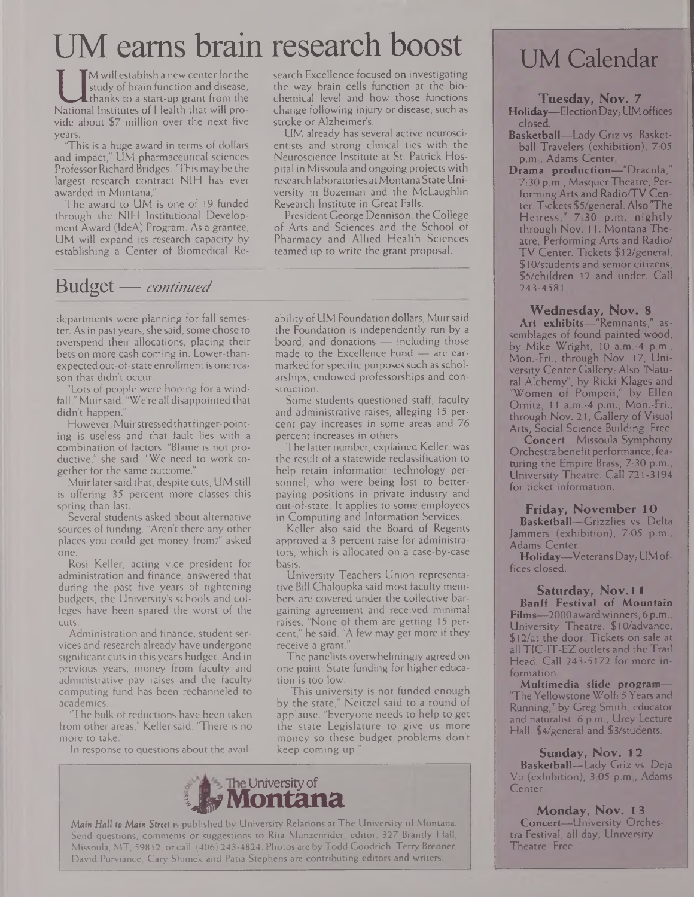# UM earns brain research boost

UM will establish a new center for the study of brain function and disease, thanks to a start-up grant from the National Institutes of Health that will provide about $7 million over the next five years.

"This is a huge award in terms of dollars and impact," UM pharmaceutical sciences Professor Richard Bridges. "This may be the largest research contract NIH has ever awarded in Montana."

The award to UM is one of 19 funded through the NIH Institutional Development Award (IdeA) Program. As a grantee, UM will expand its research capacity by establishing a Center of Biomedical Research Excellence focused on investigating the way brain cells function at the biochemical level and how those functions change following injury or disease, such as stroke or Alzheimer's.

UM already has several active neuroscientists and strong clinical ties with the Neuroscience Institute at St. Patrick Hospital in Missoula and ongoing projects with research laboratories at Montana State University in Bozeman and the McLaughlin Research Institute in Great Falls.

President George Dennison, the College of Arts and Sciences and the School of Pharmacy and Allied Health Sciences teamed up to write the grant proposal.

## Budget — *continued*

departments were planning for fall semester. As in past years, she said, some chose to overspend their allocations, placing their bets on more cash coming in. Lower-than-expected out-of-state enrollment is one reason that didn't occur.

"Lots of people were hoping for a windfall," Muir said. "We're all disappointed that didn't happen."

However, Muir stressed that finger-pointing is useless and that fault lies with a combination of factors. "Blame is not productive," she said. "We need to work together for the same outcome."

Muir later said that, despite cuts, UM still is offering 35 percent more classes this spring than last.

Several students asked about alternative sources of funding. "Aren't there any other places you could get money from?" asked one.

Rosi Keller, acting vice president for administration and finance, answered that during the past five years of tightening budgets, the University's schools and colleges have been spared the worst of the cuts.

Administration and finance, student services and research already have undergone significant cuts in this year's budget. And in previous years, money from faculty and administrative pay raises and the faculty computing fund has been rechanneled to academics.

"The bulk of reductions have been taken from other areas," Keller said. "There is no more to take."

In response to questions about the availability of UM Foundation dollars, Muir said the Foundation is independently run by a board, and donations — including those made to the Excellence Fund — are earmarked for specific purposes such as scholarships, endowed professorships and construction.

Some students questioned staff, faculty and administrative raises, alleging 15 percent pay increases in some areas and 76 percent increases in others.

The latter number, explained Keller, was the result of a statewide reclassification to help retain information technology personnel, who were being lost to better-paying positions in private industry and out-of-state. It applies to some employees in Computing and Information Services.

Keller also said the Board of Regents approved a 3 percent raise for administrators, which is allocated on a case-by-case basis.

University Teachers Union representative Bill Chaloupka said most faculty members are covered under the collective bargaining agreement and received minimal raises. "None of them are getting 15 percent," he said. "A few may get more if they receive a grant."

The panelists overwhelmingly agreed on one point: State funding for higher education is too low.

"This university is not funded enough by the state," Neitzel said to a round of applause. "Everyone needs to help to get the state Legislature to give us more money so these budget problems don't keep coming up."

The University of Montana

*Main Hall to Main Street* is published by University Relations at The University of Montana. Send questions, comments or suggestions to Rita Munzenrider, editor, 327 Brantly Hall, Missoula, MT 59812, or call (406) 243-4824. Photos are by Todd Goodrich. Terry Brenner, David Purviance, Cary Shimek and Patia Stephens are contributing editors and writers.

# UM Calendar

### Tuesday, Nov. 7

**Holiday**—Election Day; UM offices closed.

**Basketball**—Lady Griz vs. Basketball Travelers (exhibition), 7:05 p.m., Adams Center.

**Drama production**—"Dracula," 7:30 p.m., Masquer Theatre, Performing Arts and Radio/TV Center. Tickets $5/general. Also "The Heiress," 7:30 p.m. nightly through Nov. 11, Montana Theatre, Performing Arts and Radio/TV Center. Tickets $12/general, $10/students and senior citizens, $5/children 12 and under. Call 243-4581.

### Wednesday, Nov. 8

**Art exhibits**—"Remnants," assemblages of found painted wood, by Mike Wright, 10 a.m.-4 p.m., Mon.-Fri., through Nov. 17, University Center Gallery; Also "Natural Alchemy", by Ricki Klages and "Women of Pompeii," by Ellen Ornitz, 11 a.m.-4 p.m., Mon.-Fri., through Nov. 21, Gallery of Visual Arts, Social Science Building. Free.

**Concert**—Missoula Symphony Orchestra benefit performance, featuring the Empire Brass, 7:30 p.m., University Theatre. Call 721-3194 for ticket information.

### Friday, November 10

**Basketball**—Grizzlies vs. Delta Jammers (exhibition), 7:05 p.m., Adams Center.

**Holiday**—Veterans Day; UM offices closed.

### Saturday, Nov. 11

**Banff Festival of Mountain Films**—2000 award winners, 6 p.m., University Theatre. $10/advance, $12/at the door. Tickets on sale at all TIC-IT-EZ outlets and the Trail Head. Call 243-5172 for more information.

**Multimedia slide program**—"The Yellowstone Wolf: 5 Years and Running," by Greg Smith, educator and naturalist, 6 p.m., Urey Lecture Hall. $4/general and $3/students.

### Sunday, Nov. 12

**Basketball**—Lady Griz vs. Deja Vu (exhibition), 3:05 p.m., Adams Center.

### Monday, Nov. 13

**Concert**—University Orchestra Festival, all day, University Theatre. Free.